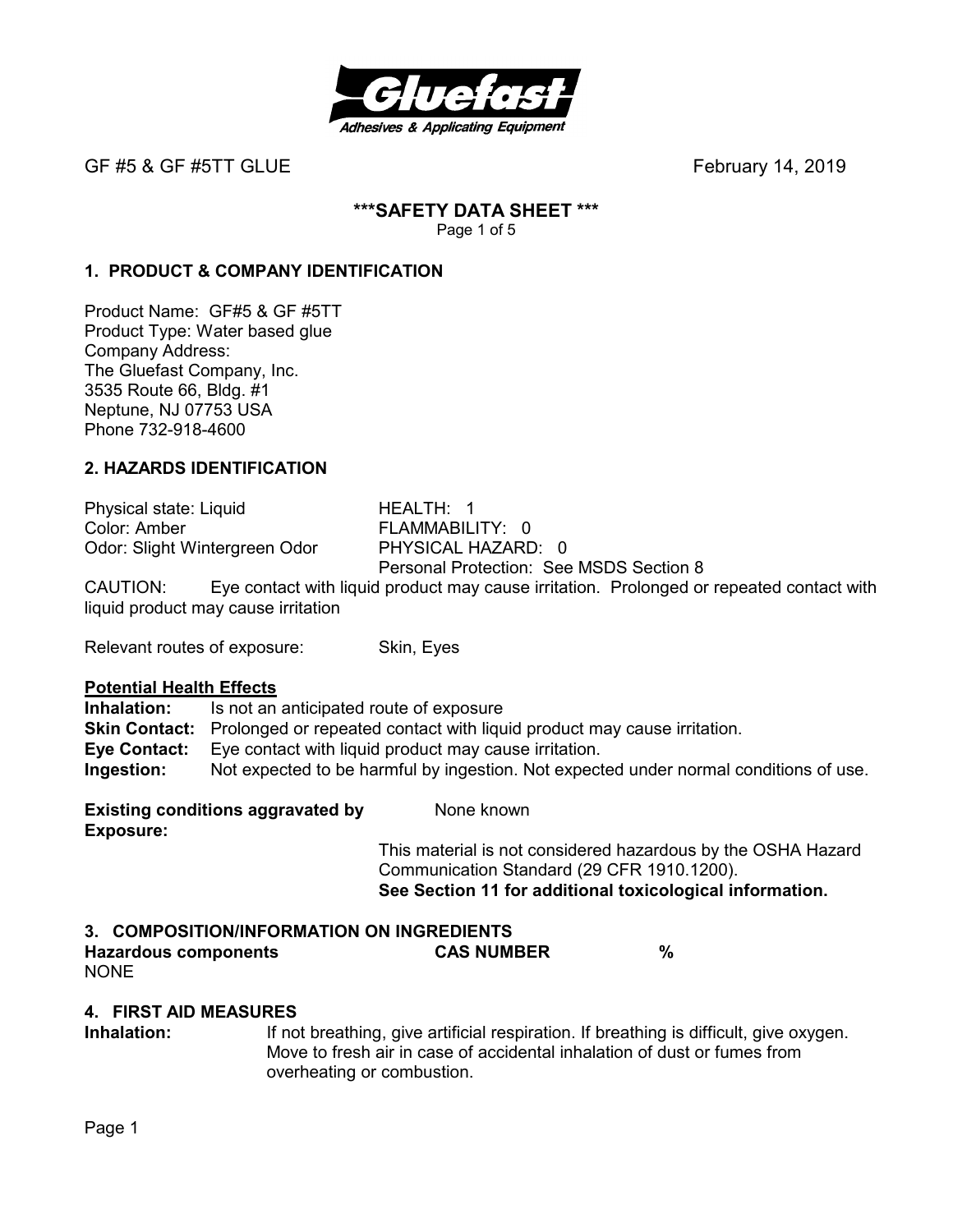GF #5 & GF #5TT GLUE February 14, 2019

## ***SAFETY DATA SHEET ***

### 1. PRODUCT & COMPANY IDENTIFICATION

Product Name: GF#5 & GF #5TT
Product Type: Water based glue
Company Address:
The Gluefast Company, Inc.
3535 Route 66, Bldg. #1
Neptune, NJ 07753 USA
Phone 732-918-4600

### 2. HAZARDS IDENTIFICATION

| | |
|---|---|
| Physical state: Liquid | HEALTH: 1 |
| Color: Amber | FLAMMABILITY: 0 |
| Odor: Slight Wintergreen Odor | PHYSICAL HAZARD: 0 |
| | Personal Protection: See MSDS Section 8 |

CAUTION: Eye contact with liquid product may cause irritation. Prolonged or repeated contact with liquid product may cause irritation

Relevant routes of exposure: Skin, Eyes

**Potential Health Effects**

**Inhalation:** Is not an anticipated route of exposure
**Skin Contact:** Prolonged or repeated contact with liquid product may cause irritation.
**Eye Contact:** Eye contact with liquid product may cause irritation.
**Ingestion:** Not expected to be harmful by ingestion. Not expected under normal conditions of use.

**Existing conditions aggravated by Exposure:** None known

This material is not considered hazardous by the OSHA Hazard Communication Standard (29 CFR 1910.1200).
**See Section 11 for additional toxicological information.**

### 3. COMPOSITION/INFORMATION ON INGREDIENTS

| Hazardous components | CAS NUMBER | % |
|---|---|---|
| NONE | | |

### 4. FIRST AID MEASURES

**Inhalation:** If not breathing, give artificial respiration. If breathing is difficult, give oxygen. Move to fresh air in case of accidental inhalation of dust or fumes from overheating or combustion.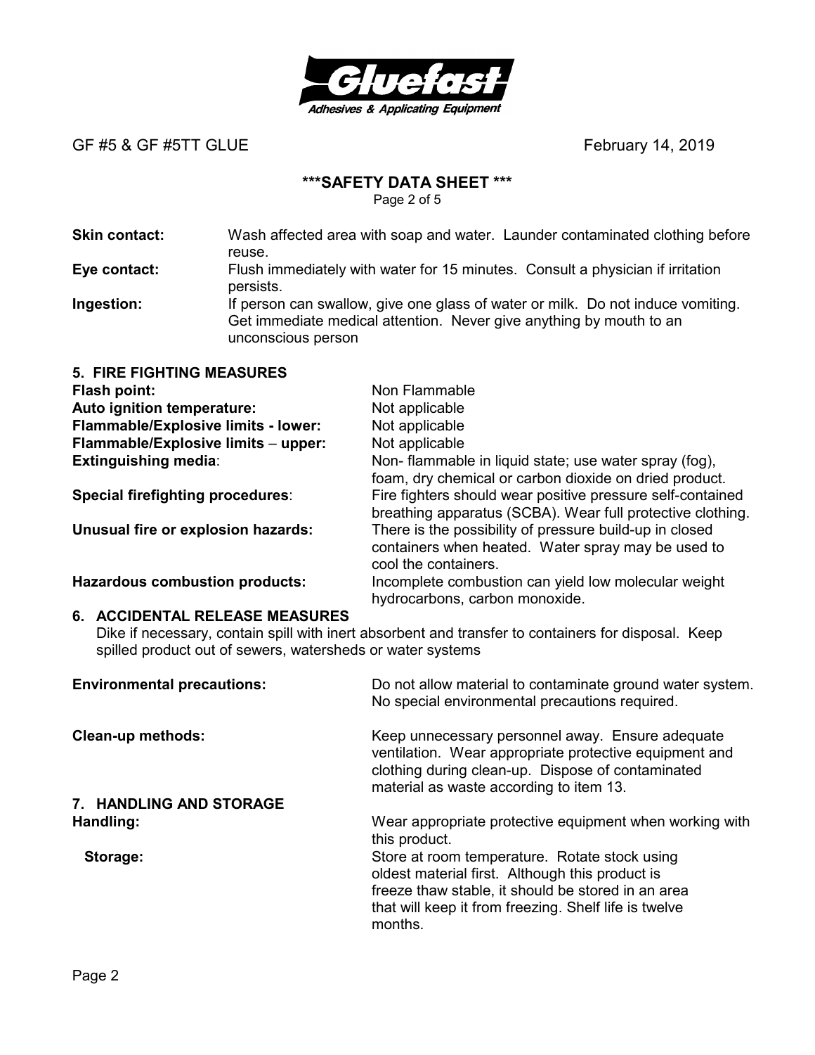**Skin contact:** Wash affected area with soap and water. Launder contaminated clothing before reuse.

**Eye contact:** Flush immediately with water for 15 minutes. Consult a physician if irritation persists.

**Ingestion:** If person can swallow, give one glass of water or milk. Do not induce vomiting. Get immediate medical attention. Never give anything by mouth to an unconscious person

## 5. FIRE FIGHTING MEASURES

**Flash point:** Non Flammable

**Auto ignition temperature:** Not applicable

**Flammable/Explosive limits - lower:** Not applicable

**Flammable/Explosive limits – upper:** Not applicable

**Extinguishing media**: Non- flammable in liquid state; use water spray (fog), foam, dry chemical or carbon dioxide on dried product.

**Special firefighting procedures**: Fire fighters should wear positive pressure self-contained breathing apparatus (SCBA). Wear full protective clothing.

**Unusual fire or explosion hazards:** There is the possibility of pressure build-up in closed containers when heated. Water spray may be used to cool the containers.

**Hazardous combustion products:** Incomplete combustion can yield low molecular weight hydrocarbons, carbon monoxide.

## 6. ACCIDENTAL RELEASE MEASURES

Dike if necessary, contain spill with inert absorbent and transfer to containers for disposal. Keep spilled product out of sewers, watersheds or water systems

**Environmental precautions:** Do not allow material to contaminate ground water system. No special environmental precautions required.

**Clean-up methods:** Keep unnecessary personnel away. Ensure adequate ventilation. Wear appropriate protective equipment and clothing during clean-up. Dispose of contaminated material as waste according to item 13.

## 7. HANDLING AND STORAGE

**Handling:** Wear appropriate protective equipment when working with this product.

**Storage:** Store at room temperature. Rotate stock using oldest material first. Although this product is freeze thaw stable, it should be stored in an area that will keep it from freezing. Shelf life is twelve months.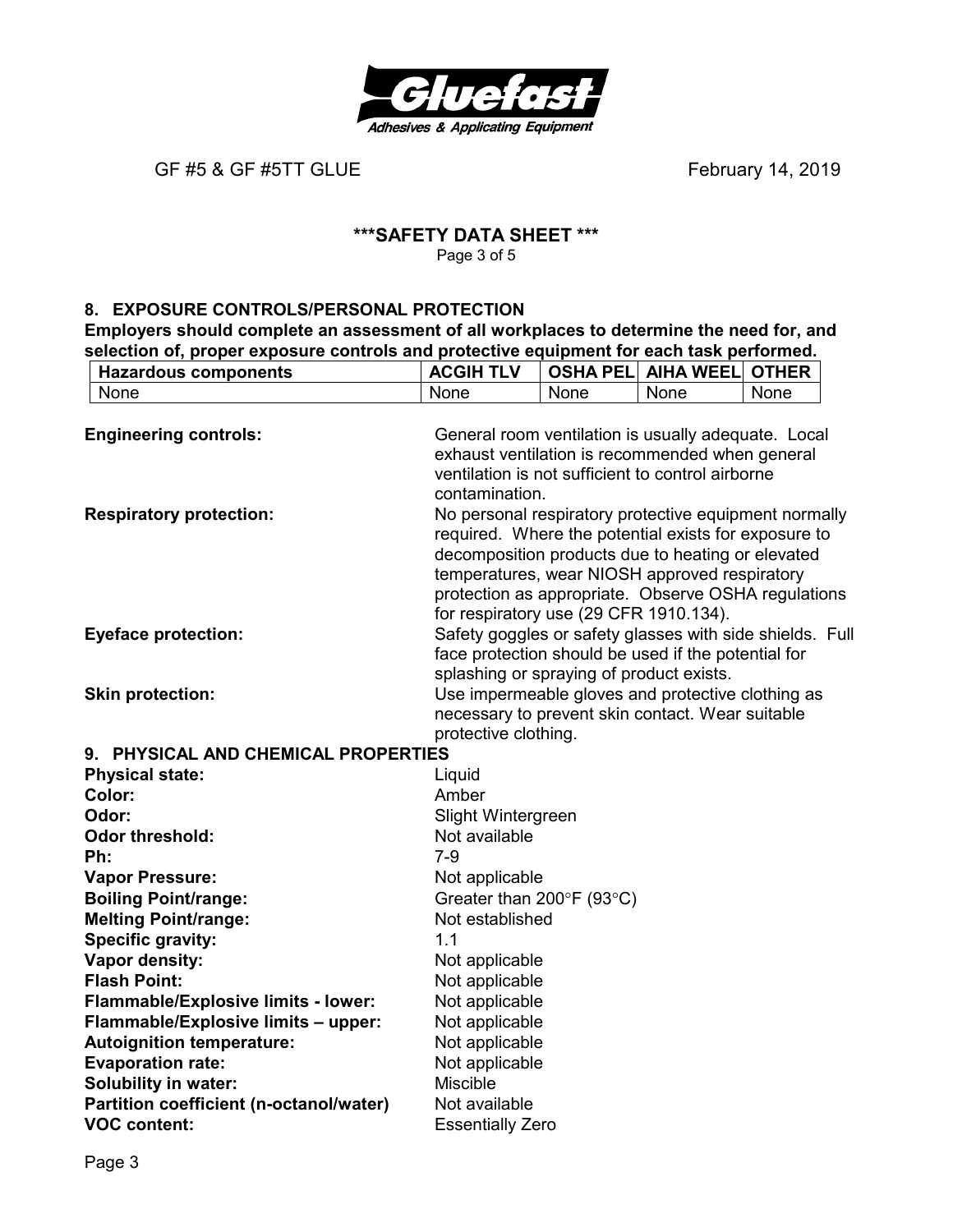## 8. EXPOSURE CONTROLS/PERSONAL PROTECTION

**Employers should complete an assessment of all workplaces to determine the need for, and selection of, proper exposure controls and protective equipment for each task performed.**

| Hazardous components | ACGIH TLV | OSHA PEL | AIHA WEEL | OTHER |
|---|---|---|---|---|
| None | None | None | None | None |

**Engineering controls:** General room ventilation is usually adequate. Local exhaust ventilation is recommended when general ventilation is not sufficient to control airborne contamination.

**Respiratory protection:** No personal respiratory protective equipment normally required. Where the potential exists for exposure to decomposition products due to heating or elevated temperatures, wear NIOSH approved respiratory protection as appropriate. Observe OSHA regulations for respiratory use (29 CFR 1910.134).

**Eyeface protection:** Safety goggles or safety glasses with side shields. Full face protection should be used if the potential for splashing or spraying of product exists.

**Skin protection:** Use impermeable gloves and protective clothing as necessary to prevent skin contact. Wear suitable protective clothing.

## 9. PHYSICAL AND CHEMICAL PROPERTIES

**Physical state:** Liquid
**Color:** Amber
**Odor:** Slight Wintergreen
**Odor threshold:** Not available
**Ph:** 7-9
**Vapor Pressure:** Not applicable
**Boiling Point/range:** Greater than 200°F (93°C)
**Melting Point/range:** Not established
**Specific gravity:** 1.1
**Vapor density:** Not applicable
**Flash Point:** Not applicable
**Flammable/Explosive limits - lower:** Not applicable
**Flammable/Explosive limits – upper:** Not applicable
**Autoignition temperature:** Not applicable
**Evaporation rate:** Not applicable
**Solubility in water:** Miscible
**Partition coefficient (n-octanol/water)** Not available
**VOC content:** Essentially Zero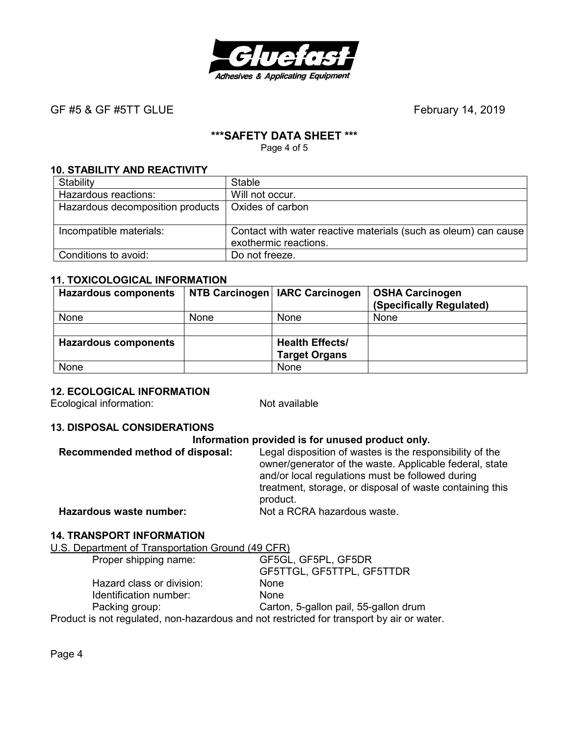GF #5 & GF #5TT GLUE February 14, 2019

**\*\*\*SAFETY DATA SHEET \*\*\***

## 10. STABILITY AND REACTIVITY

| Stability | Stable |
|---|---|
| Hazardous reactions: | Will not occur. |
| Hazardous decomposition products | Oxides of carbon |
| Incompatible materials: | Contact with water reactive materials (such as oleum) can cause exothermic reactions. |
| Conditions to avoid: | Do not freeze. |

## 11. TOXICOLOGICAL INFORMATION

| **Hazardous components** | **NTB Carcinogen** | **IARC Carcinogen** | **OSHA Carcinogen (Specifically Regulated)** |
|---|---|---|---|
| None | None | None | None |
| | | | |
| **Hazardous components** | | **Health Effects/ Target Organs** | |
| None | | None | |

## 12. ECOLOGICAL INFORMATION

Ecological information: Not available

## 13. DISPOSAL CONSIDERATIONS

**Information provided is for unused product only.**

**Recommended method of disposal:** Legal disposition of wastes is the responsibility of the owner/generator of the waste. Applicable federal, state and/or local regulations must be followed during treatment, storage, or disposal of waste containing this product.

**Hazardous waste number:** Not a RCRA hazardous waste.

## 14. TRANSPORT INFORMATION

U.S. Department of Transportation Ground (49 CFR)

| | |
|---|---|
| Proper shipping name: | GF5GL, GF5PL, GF5DR<br>GF5TTGL, GF5TTPL, GF5TTDR |
| Hazard class or division: | None |
| Identification number: | None |
| Packing group: | Carton, 5-gallon pail, 55-gallon drum |

Product is not regulated, non-hazardous and not restricted for transport by air or water.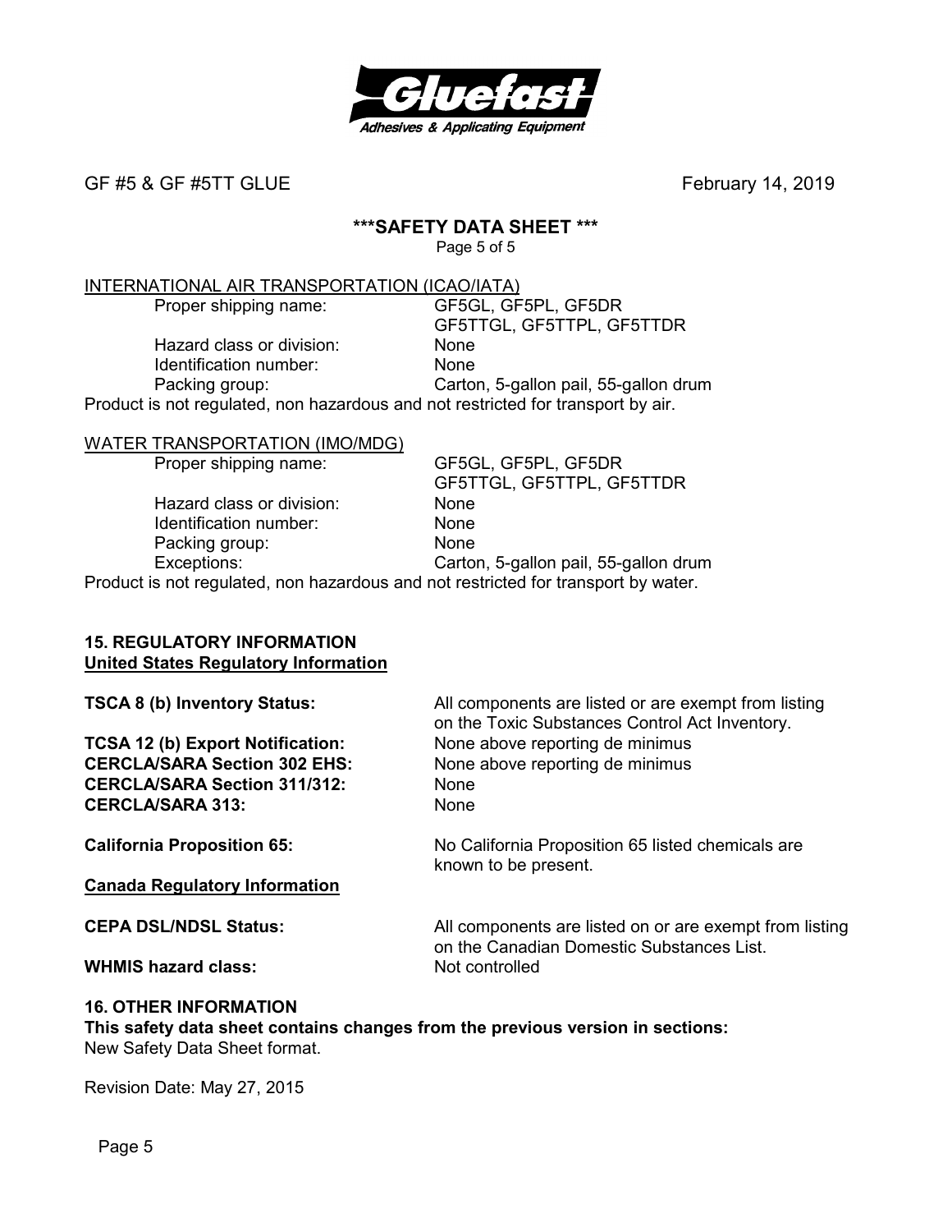INTERNATIONAL AIR TRANSPORTATION (ICAO/IATA)

| | |
|---|---|
| Proper shipping name: | GF5GL, GF5PL, GF5DR<br>GF5TTGL, GF5TTPL, GF5TTDR |
| Hazard class or division: | None |
| Identification number: | None |
| Packing group: | Carton, 5-gallon pail, 55-gallon drum |

Product is not regulated, non hazardous and not restricted for transport by air.

WATER TRANSPORTATION (IMO/MDG)

| | |
|---|---|
| Proper shipping name: | GF5GL, GF5PL, GF5DR<br>GF5TTGL, GF5TTPL, GF5TTDR |
| Hazard class or division: | None |
| Identification number: | None |
| Packing group: | None |
| Exceptions: | Carton, 5-gallon pail, 55-gallon drum |

Product is not regulated, non hazardous and not restricted for transport by water.

## 15. REGULATORY INFORMATION

**United States Regulatory Information**

| | |
|---|---|
| **TSCA 8 (b) Inventory Status:** | All components are listed or are exempt from listing on the Toxic Substances Control Act Inventory. |
| **TCSA 12 (b) Export Notification:** | None above reporting de minimus |
| **CERCLA/SARA Section 302 EHS:** | None above reporting de minimus |
| **CERCLA/SARA Section 311/312:** | None |
| **CERCLA/SARA 313:** | None |
| **California Proposition 65:** | No California Proposition 65 listed chemicals are known to be present. |

**Canada Regulatory Information**

| | |
|---|---|
| **CEPA DSL/NDSL Status:** | All components are listed on or are exempt from listing on the Canadian Domestic Substances List. |
| **WHMIS hazard class:** | Not controlled |

## 16. OTHER INFORMATION

**This safety data sheet contains changes from the previous version in sections:**

New Safety Data Sheet format.

Revision Date: May 27, 2015